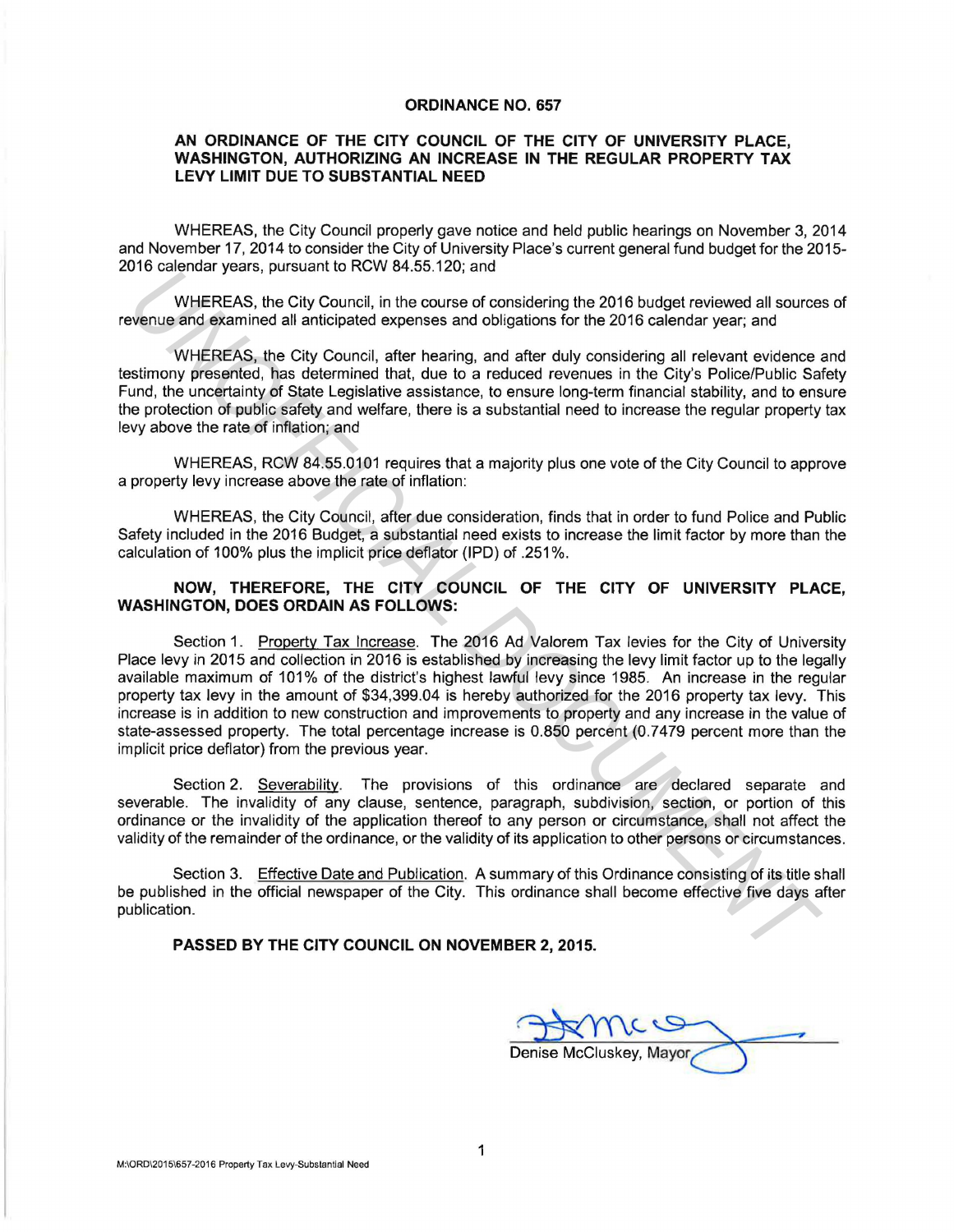# ORDINANCE NO. 657

## AN ORDINANCE OF THE CITY COUNCIL OF THE CITY OF UNIVERSITY PLACE, WASHINGTON, AUTHORIZING AN INCREASE IN THE REGULAR PROPERTY TAX LEVY LIMIT DUE TO SUBSTANTIAL NEED

WHEREAS, the City Council properly gave notice and held public hearings on November 3, 2014 and November 17, 2014 to consider the City of University Place's current general fund budget for the 2015-2016 calendar years, pursuant to RCW 84.55.120; and

WHEREAS, the City Council, in the course of considering the 2016 budget reviewed all sources of revenue and examined all anticipated expenses and obligations for the 2016 calendar year; and

WHEREAS, the City Council, after hearing, and after duly considering all relevant evidence and testimony presented, has determined that, due to a reduced revenues in the City's Police/Public Safety Fund, the uncertainty of State Legislative assistance, to ensure long-term financial stability, and to ensure the protection of public safety and welfare, there is a substantial need to increase the regular property tax levy above the rate of inflation; and

WHEREAS, RCW 84.55.0101 requires that a majority plus one vote of the City Council to approve a property levy increase above the rate of inflation:

WHEREAS, the City Council, after due consideration, finds that in order to fund Police and Public Safety included in the 2016 Budget, a substantial need exists to increase the limit factor by more than the calculation of 100% plus the implicit price deflator (IPD) of .251%.

**NOW, THEREFORE, THE CITY COUNCIL OF THE CITY OF UNIVERSITY PLACE, WASHINGTON, DOES ORDAIN AS FOLLOWS:**

Section 1. Property Tax Increase. The 2016 Ad Valorem Tax levies for the City of University Place levy in 2015 and collection in 2016 is established by increasing the levy limit factor up to the legally available maximum of 101% of the district's highest lawful levy since 1985. An increase in the regular property tax levy in the amount of $34,399.04 is hereby authorized for the 2016 property tax levy. This increase is in addition to new construction and improvements to property and any increase in the value of state-assessed property. The total percentage increase is 0.850 percent (0.7479 percent more than the implicit price deflator) from the previous year.

Section 2. Severability. The provisions of this ordinance are declared separate and severable. The invalidity of any clause, sentence, paragraph, subdivision, section, or portion of this ordinance or the invalidity of the application thereof to any person or circumstance, shall not affect the validity of the remainder of the ordinance, or the validity of its application to other persons or circumstances.

Section 3. Effective Date and Publication. A summary of this Ordinance consisting of its title shall be published in the official newspaper of the City. This ordinance shall become effective five days after publication.

**PASSED BY THE CITY COUNCIL ON NOVEMBER 2, 2015.**

Denise McCluskey, Mayor

M:\ORD\2015\657-2016 Property Tax Levy-Substantial Need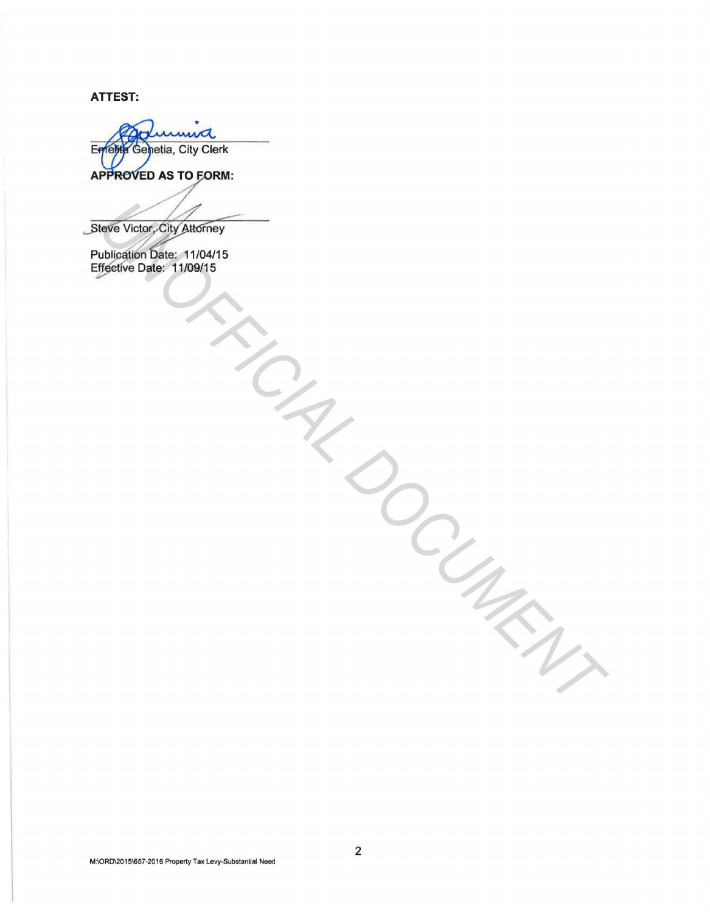**ATTEST:**

Emelita Genetia, City Clerk

**APPROVED AS TO FORM:**

Steve Victor, City Attorney

Publication Date: 11/04/15
Effective Date: 11/09/15

UNOFFICIAL DOCUMENT

M:\ORD\2015\657-2016 Property Tax Levy-Substantial Need